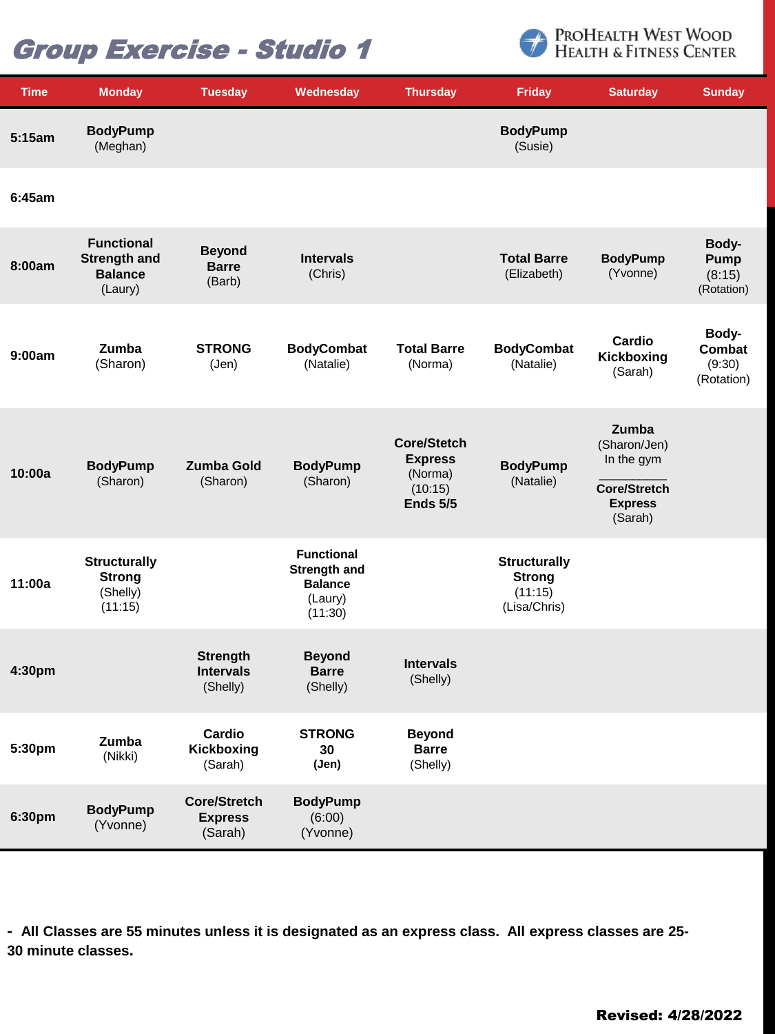# Group Exercise - Studio 1

ProHealth West Wood Health & Fitness Center

| Time | Monday | Tuesday | Wednesday | Thursday | Friday | Saturday | Sunday |
|---|---|---|---|---|---|---|---|
| 5:15am | **BodyPump** (Meghan) | | | | **BodyPump** (Susie) | | |
| 6:45am | | | | | | | |
| 8:00am | **Functional Strength and Balance** (Laury) | **Beyond Barre** (Barb) | **Intervals** (Chris) | | **Total Barre** (Elizabeth) | **BodyPump** (Yvonne) | **Body-Pump** (8:15) (Rotation) |
| 9:00am | **Zumba** (Sharon) | **STRONG** (Jen) | **BodyCombat** (Natalie) | **Total Barre** (Norma) | **BodyCombat** (Natalie) | **Cardio Kickboxing** (Sarah) | **Body-Combat** (9:30) (Rotation) |
| 10:00a | **BodyPump** (Sharon) | **Zumba Gold** (Sharon) | **BodyPump** (Sharon) | **Core/Stetch Express** (Norma) (10:15) **Ends 5/5** | **BodyPump** (Natalie) | **Zumba** (Sharon/Jen) In the gym<br>__________<br>**Core/Stretch Express** (Sarah) | |
| 11:00a | **Structurally Strong** (Shelly) (11:15) | | **Functional Strength and Balance** (Laury) (11:30) | | **Structurally Strong** (11:15) (Lisa/Chris) | | |
| 4:30pm | | **Strength Intervals** (Shelly) | **Beyond Barre** (Shelly) | **Intervals** (Shelly) | | | |
| 5:30pm | **Zumba** (Nikki) | **Cardio Kickboxing** (Sarah) | **STRONG 30** **(Jen)** | **Beyond Barre** (Shelly) | | | |
| 6:30pm | **BodyPump** (Yvonne) | **Core/Stretch Express** (Sarah) | **BodyPump** (6:00) (Yvonne) | | | | |

**- All Classes are 55 minutes unless it is designated as an express class. All express classes are 25-30 minute classes.**

**Revised: 4/28/2022**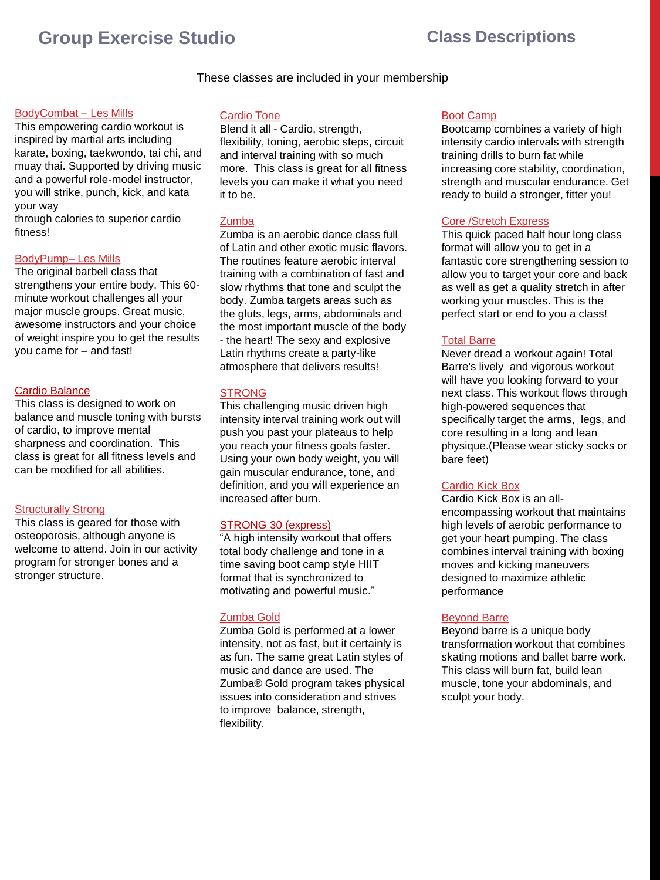# Group Exercise Studio

## Class Descriptions

These classes are included in your membership

### BodyCombat – Les Mills

This empowering cardio workout is inspired by martial arts including karate, boxing, taekwondo, tai chi, and muay thai. Supported by driving music and a powerful role-model instructor, you will strike, punch, kick, and kata your way
through calories to superior cardio fitness!

### BodyPump– Les Mills

The original barbell class that strengthens your entire body. This 60-minute workout challenges all your major muscle groups. Great music, awesome instructors and your choice of weight inspire you to get the results you came for – and fast!

### Cardio Balance

This class is designed to work on balance and muscle toning with bursts of cardio, to improve mental sharpness and coordination. This class is great for all fitness levels and can be modified for all abilities.

### Structurally Strong

This class is geared for those with osteoporosis, although anyone is welcome to attend. Join in our activity program for stronger bones and a stronger structure.

### Cardio Tone

Blend it all - Cardio, strength, flexibility, toning, aerobic steps, circuit and interval training with so much more. This class is great for all fitness levels you can make it what you need it to be.

### Zumba

Zumba is an aerobic dance class full of Latin and other exotic music flavors. The routines feature aerobic interval training with a combination of fast and slow rhythms that tone and sculpt the body. Zumba targets areas such as the gluts, legs, arms, abdominals and the most important muscle of the body - the heart! The sexy and explosive Latin rhythms create a party-like atmosphere that delivers results!

### STRONG

This challenging music driven high intensity interval training work out will push you past your plateaus to help you reach your fitness goals faster. Using your own body weight, you will gain muscular endurance, tone, and definition, and you will experience an increased after burn.

### STRONG 30 (express)

"A high intensity workout that offers total body challenge and tone in a time saving boot camp style HIIT format that is synchronized to motivating and powerful music."

### Zumba Gold

Zumba Gold is performed at a lower intensity, not as fast, but it certainly is as fun. The same great Latin styles of music and dance are used. The Zumba® Gold program takes physical issues into consideration and strives to improve balance, strength, flexibility.

### Boot Camp

Bootcamp combines a variety of high intensity cardio intervals with strength training drills to burn fat while increasing core stability, coordination, strength and muscular endurance. Get ready to build a stronger, fitter you!

### Core /Stretch Express

This quick paced half hour long class format will allow you to get in a fantastic core strengthening session to allow you to target your core and back as well as get a quality stretch in after working your muscles. This is the perfect start or end to you a class!

### Total Barre

Never dread a workout again! Total Barre's lively and vigorous workout will have you looking forward to your next class. This workout flows through high-powered sequences that specifically target the arms, legs, and core resulting in a long and lean physique.(Please wear sticky socks or bare feet)

### Cardio Kick Box

Cardio Kick Box is an all-encompassing workout that maintains high levels of aerobic performance to get your heart pumping. The class combines interval training with boxing moves and kicking maneuvers designed to maximize athletic performance

### Beyond Barre

Beyond barre is a unique body transformation workout that combines skating motions and ballet barre work. This class will burn fat, build lean muscle, tone your abdominals, and sculpt your body.